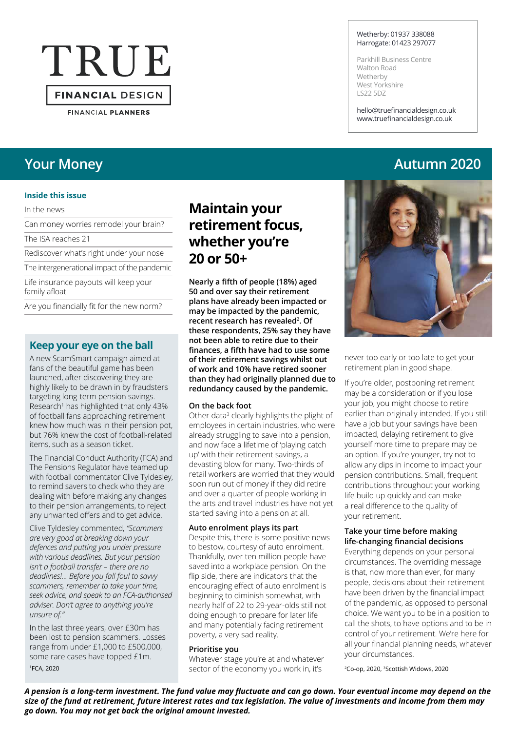# TRUE

**FINANCIAL DESIGN**

FINANCIAL **PLANNERS**

Wetherby: 01937 338088
Harrogate: 01423 297077

Parkhill Business Centre
Walton Road
Wetherby
West Yorkshire
LS22 5DZ

hello@truefinancialdesign.co.uk
www.truefinancialdesign.co.uk

## Your Money — Autumn 2020

**Inside this issue**

- In the news
- Can money worries remodel your brain?
- The ISA reaches 21
- Rediscover what's right under your nose
- The intergenerational impact of the pandemic
- Life insurance payouts will keep your family afloat
- Are you financially fit for the new norm?

### Keep your eye on the ball

A new ScamSmart campaign aimed at fans of the beautiful game has been launched, after discovering they are highly likely to be drawn in by fraudsters targeting long-term pension savings. Research[1] has highlighted that only 43% of football fans approaching retirement knew how much was in their pension pot, but 76% knew the cost of football-related items, such as a season ticket.

The Financial Conduct Authority (FCA) and The Pensions Regulator have teamed up with football commentator Clive Tyldesley, to remind savers to check who they are dealing with before making any changes to their pension arrangements, to reject any unwanted offers and to get advice.

Clive Tyldesley commented, *"Scammers are very good at breaking down your defences and putting you under pressure with various deadlines. But your pension isn't a football transfer – there are no deadlines!... Before you fall foul to savvy scammers, remember to take your time, seek advice, and speak to an FCA-authorised adviser. Don't agree to anything you're unsure of."*

In the last three years, over £30m has been lost to pension scammers. Losses range from under £1,000 to £500,000, some rare cases have topped £1m.

[1]FCA, 2020

## Maintain your retirement focus, whether you're 20 or 50+

**Nearly a fifth of people (18%) aged 50 and over say their retirement plans have already been impacted or may be impacted by the pandemic, recent research has revealed[2]. Of these respondents, 25% say they have not been able to retire due to their finances, a fifth have had to use some of their retirement savings whilst out of work and 10% have retired sooner than they had originally planned due to redundancy caused by the pandemic.**

### On the back foot

Other data[3] clearly highlights the plight of employees in certain industries, who were already struggling to save into a pension, and now face a lifetime of 'playing catch up' with their retirement savings, a devasting blow for many. Two-thirds of retail workers are worried that they would soon run out of money if they did retire and over a quarter of people working in the arts and travel industries have not yet started saving into a pension at all.

### Auto enrolment plays its part

Despite this, there is some positive news to bestow, courtesy of auto enrolment. Thankfully, over ten million people have saved into a workplace pension. On the flip side, there are indicators that the encouraging effect of auto enrolment is beginning to diminish somewhat, with nearly half of 22 to 29-year-olds still not doing enough to prepare for later life and many potentially facing retirement poverty, a very sad reality.

### Prioritise you

Whatever stage you're at and whatever sector of the economy you work in, it's never too early or too late to get your retirement plan in good shape.

If you're older, postponing retirement may be a consideration or if you lose your job, you might choose to retire earlier than originally intended. If you still have a job but your savings have been impacted, delaying retirement to give yourself more time to prepare may be an option. If you're younger, try not to allow any dips in income to impact your pension contributions. Small, frequent contributions throughout your working life build up quickly and can make a real difference to the quality of your retirement.

### Take your time before making life-changing financial decisions

Everything depends on your personal circumstances. The overriding message is that, now more than ever, for many people, decisions about their retirement have been driven by the financial impact of the pandemic, as opposed to personal choice. We want you to be in a position to call the shots, to have options and to be in control of your retirement. We're here for all your financial planning needs, whatever your circumstances.

[2]Co-op, 2020, [3]Scottish Widows, 2020

***A pension is a long-term investment. The fund value may fluctuate and can go down. Your eventual income may depend on the size of the fund at retirement, future interest rates and tax legislation. The value of investments and income from them may go down. You may not get back the original amount invested.***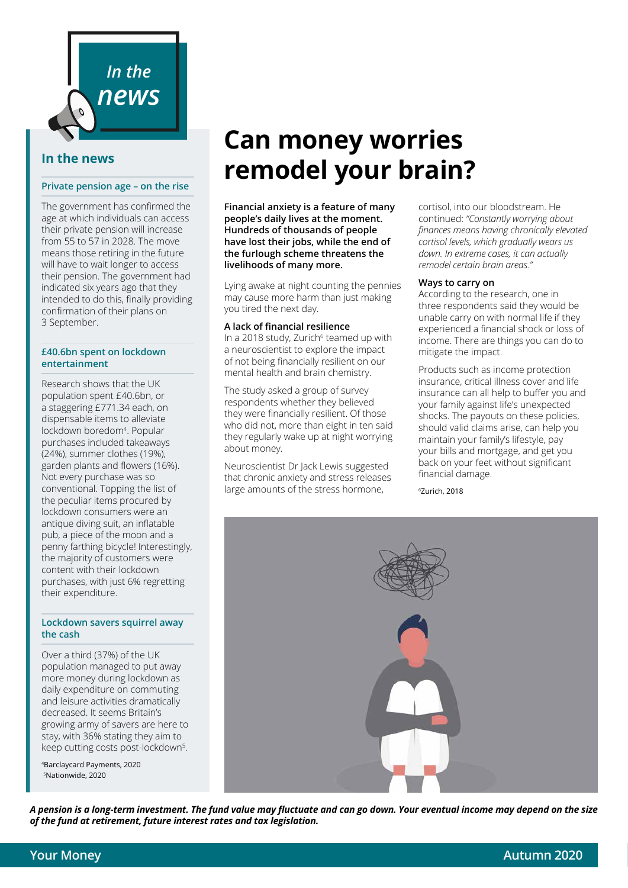## In the news

### Private pension age – on the rise

The government has confirmed the age at which individuals can access their private pension will increase from 55 to 57 in 2028. The move means those retiring in the future will have to wait longer to access their pension. The government had indicated six years ago that they intended to do this, finally providing confirmation of their plans on 3 September.

### £40.6bn spent on lockdown entertainment

Research shows that the UK population spent £40.6bn, or a staggering £771.34 each, on dispensable items to alleviate lockdown boredom[4]. Popular purchases included takeaways (24%), summer clothes (19%), garden plants and flowers (16%). Not every purchase was so conventional. Topping the list of the peculiar items procured by lockdown consumers were an antique diving suit, an inflatable pub, a piece of the moon and a penny farthing bicycle! Interestingly, the majority of customers were content with their lockdown purchases, with just 6% regretting their expenditure.

### Lockdown savers squirrel away the cash

Over a third (37%) of the UK population managed to put away more money during lockdown as daily expenditure on commuting and leisure activities dramatically decreased. It seems Britain's growing army of savers are here to stay, with 36% stating they aim to keep cutting costs post-lockdown[5].

[4]Barclaycard Payments, 2020
[5]Nationwide, 2020

# Can money worries remodel your brain?

**Financial anxiety is a feature of many people's daily lives at the moment. Hundreds of thousands of people have lost their jobs, while the end of the furlough scheme threatens the livelihoods of many more.**

Lying awake at night counting the pennies may cause more harm than just making you tired the next day.

### A lack of financial resilience

In a 2018 study, Zurich[6] teamed up with a neuroscientist to explore the impact of not being financially resilient on our mental health and brain chemistry.

The study asked a group of survey respondents whether they believed they were financially resilient. Of those who did not, more than eight in ten said they regularly wake up at night worrying about money.

Neuroscientist Dr Jack Lewis suggested that chronic anxiety and stress releases large amounts of the stress hormone, cortisol, into our bloodstream. He continued: *"Constantly worrying about finances means having chronically elevated cortisol levels, which gradually wears us down. In extreme cases, it can actually remodel certain brain areas."*

### Ways to carry on

According to the research, one in three respondents said they would be unable carry on with normal life if they experienced a financial shock or loss of income. There are things you can do to mitigate the impact.

Products such as income protection insurance, critical illness cover and life insurance can all help to buffer you and your family against life's unexpected shocks. The payouts on these policies, should valid claims arise, can help you maintain your family's lifestyle, pay your bills and mortgage, and get you back on your feet without significant financial damage.

[6]Zurich, 2018

***A pension is a long-term investment. The fund value may fluctuate and can go down. Your eventual income may depend on the size of the fund at retirement, future interest rates and tax legislation.***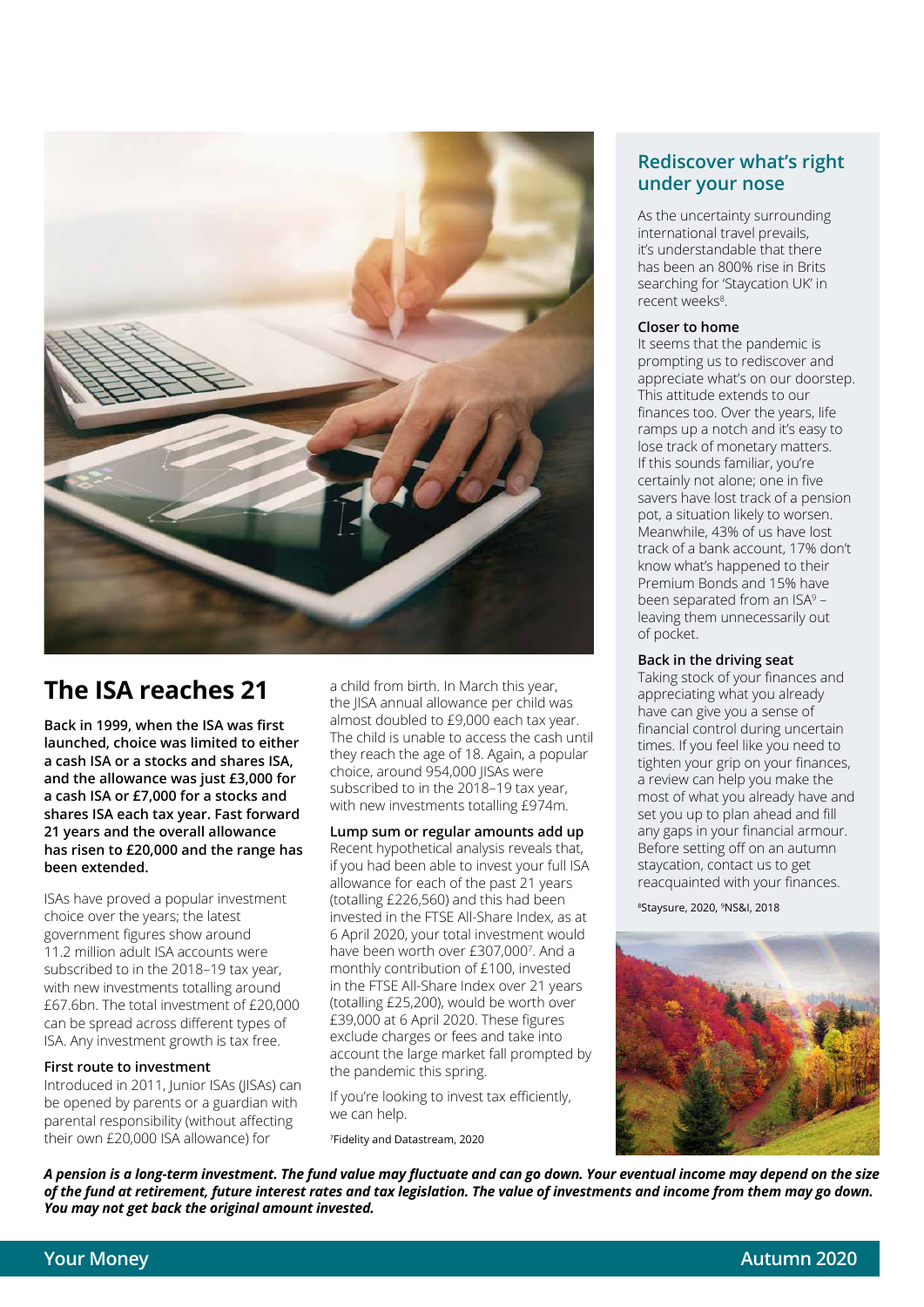## The ISA reaches 21

**Back in 1999, when the ISA was first launched, choice was limited to either a cash ISA or a stocks and shares ISA, and the allowance was just £3,000 for a cash ISA or £7,000 for a stocks and shares ISA each tax year. Fast forward 21 years and the overall allowance has risen to £20,000 and the range has been extended.**

ISAs have proved a popular investment choice over the years; the latest government figures show around 11.2 million adult ISA accounts were subscribed to in the 2018–19 tax year, with new investments totalling around £67.6bn. The total investment of £20,000 can be spread across different types of ISA. Any investment growth is tax free.

### First route to investment

Introduced in 2011, Junior ISAs (JISAs) can be opened by parents or a guardian with parental responsibility (without affecting their own £20,000 ISA allowance) for a child from birth. In March this year, the JISA annual allowance per child was almost doubled to £9,000 each tax year. The child is unable to access the cash until they reach the age of 18. Again, a popular choice, around 954,000 JISAs were subscribed to in the 2018–19 tax year, with new investments totalling £974m.

### Lump sum or regular amounts add up

Recent hypothetical analysis reveals that, if you had been able to invest your full ISA allowance for each of the past 21 years (totalling £226,560) and this had been invested in the FTSE All-Share Index, as at 6 April 2020, your total investment would have been worth over £307,000[7]. And a monthly contribution of £100, invested in the FTSE All-Share Index over 21 years (totalling £25,200), would be worth over £39,000 at 6 April 2020. These figures exclude charges or fees and take into account the large market fall prompted by the pandemic this spring.

If you're looking to invest tax efficiently, we can help.

[7]Fidelity and Datastream, 2020

## Rediscover what's right under your nose

As the uncertainty surrounding international travel prevails, it's understandable that there has been an 800% rise in Brits searching for 'Staycation UK' in recent weeks[8].

### Closer to home

It seems that the pandemic is prompting us to rediscover and appreciate what's on our doorstep. This attitude extends to our finances too. Over the years, life ramps up a notch and it's easy to lose track of monetary matters. If this sounds familiar, you're certainly not alone; one in five savers have lost track of a pension pot, a situation likely to worsen. Meanwhile, 43% of us have lost track of a bank account, 17% don't know what's happened to their Premium Bonds and 15% have been separated from an ISA[9] – leaving them unnecessarily out of pocket.

### Back in the driving seat

Taking stock of your finances and appreciating what you already have can give you a sense of financial control during uncertain times. If you feel like you need to tighten your grip on your finances, a review can help you make the most of what you already have and set you up to plan ahead and fill any gaps in your financial armour. Before setting off on an autumn staycation, contact us to get reacquainted with your finances.

[8]Staysure, 2020, [9]NS&I, 2018

***A pension is a long-term investment. The fund value may fluctuate and can go down. Your eventual income may depend on the size of the fund at retirement, future interest rates and tax legislation. The value of investments and income from them may go down. You may not get back the original amount invested.***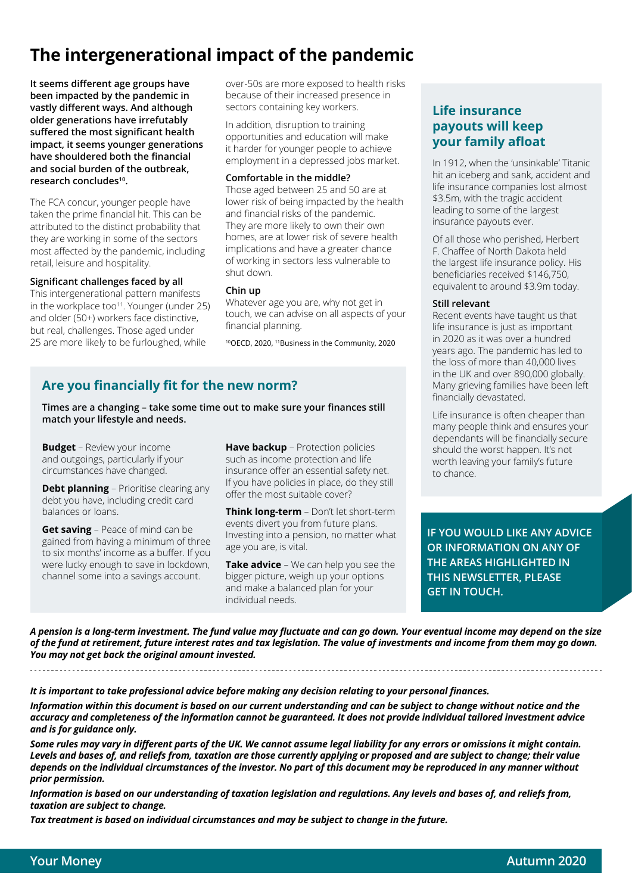# The intergenerational impact of the pandemic

**It seems different age groups have been impacted by the pandemic in vastly different ways. And although older generations have irrefutably suffered the most significant health impact, it seems younger generations have shouldered both the financial and social burden of the outbreak, research concludes[10].**

The FCA concur, younger people have taken the prime financial hit. This can be attributed to the distinct probability that they are working in some of the sectors most affected by the pandemic, including retail, leisure and hospitality.

### Significant challenges faced by all

This intergenerational pattern manifests in the workplace too[11]. Younger (under 25) and older (50+) workers face distinctive, but real, challenges. Those aged under 25 are more likely to be furloughed, while over-50s are more exposed to health risks because of their increased presence in sectors containing key workers.

In addition, disruption to training opportunities and education will make it harder for younger people to achieve employment in a depressed jobs market.

### Comfortable in the middle?

Those aged between 25 and 50 are at lower risk of being impacted by the health and financial risks of the pandemic. They are more likely to own their own homes, are at lower risk of severe health implications and have a greater chance of working in sectors less vulnerable to shut down.

### Chin up

Whatever age you are, why not get in touch, we can advise on all aspects of your financial planning.

[10]OECD, 2020, [11]Business in the Community, 2020

## Are you financially fit for the new norm?

**Times are a changing – take some time out to make sure your finances still match your lifestyle and needs.**

**Budget** – Review your income and outgoings, particularly if your circumstances have changed.

**Debt planning** – Prioritise clearing any debt you have, including credit card balances or loans.

**Get saving** – Peace of mind can be gained from having a minimum of three to six months' income as a buffer. If you were lucky enough to save in lockdown, channel some into a savings account.

**Have backup** – Protection policies such as income protection and life insurance offer an essential safety net. If you have policies in place, do they still offer the most suitable cover?

**Think long-term** – Don't let short-term events divert you from future plans. Investing into a pension, no matter what age you are, is vital.

**Take advice** – We can help you see the bigger picture, weigh up your options and make a balanced plan for your individual needs.

## Life insurance payouts will keep your family afloat

In 1912, when the 'unsinkable' Titanic hit an iceberg and sank, accident and life insurance companies lost almost $3.5m, with the tragic accident leading to some of the largest insurance payouts ever.

Of all those who perished, Herbert F. Chaffee of North Dakota held the largest life insurance policy. His beneficiaries received $146,750, equivalent to around $3.9m today.

### Still relevant

Recent events have taught us that life insurance is just as important in 2020 as it was over a hundred years ago. The pandemic has led to the loss of more than 40,000 lives in the UK and over 890,000 globally. Many grieving families have been left financially devastated.

Life insurance is often cheaper than many people think and ensures your dependants will be financially secure should the worst happen. It's not worth leaving your family's future to chance.

**IF YOU WOULD LIKE ANY ADVICE OR INFORMATION ON ANY OF THE AREAS HIGHLIGHTED IN THIS NEWSLETTER, PLEASE GET IN TOUCH.**

***A pension is a long-term investment. The fund value may fluctuate and can go down. Your eventual income may depend on the size of the fund at retirement, future interest rates and tax legislation. The value of investments and income from them may go down. You may not get back the original amount invested.***

---

***It is important to take professional advice before making any decision relating to your personal finances.***

***Information within this document is based on our current understanding and can be subject to change without notice and the accuracy and completeness of the information cannot be guaranteed. It does not provide individual tailored investment advice and is for guidance only.***

***Some rules may vary in different parts of the UK. We cannot assume legal liability for any errors or omissions it might contain. Levels and bases of, and reliefs from, taxation are those currently applying or proposed and are subject to change; their value depends on the individual circumstances of the investor. No part of this document may be reproduced in any manner without prior permission.***

***Information is based on our understanding of taxation legislation and regulations. Any levels and bases of, and reliefs from, taxation are subject to change.***

***Tax treatment is based on individual circumstances and may be subject to change in the future.***